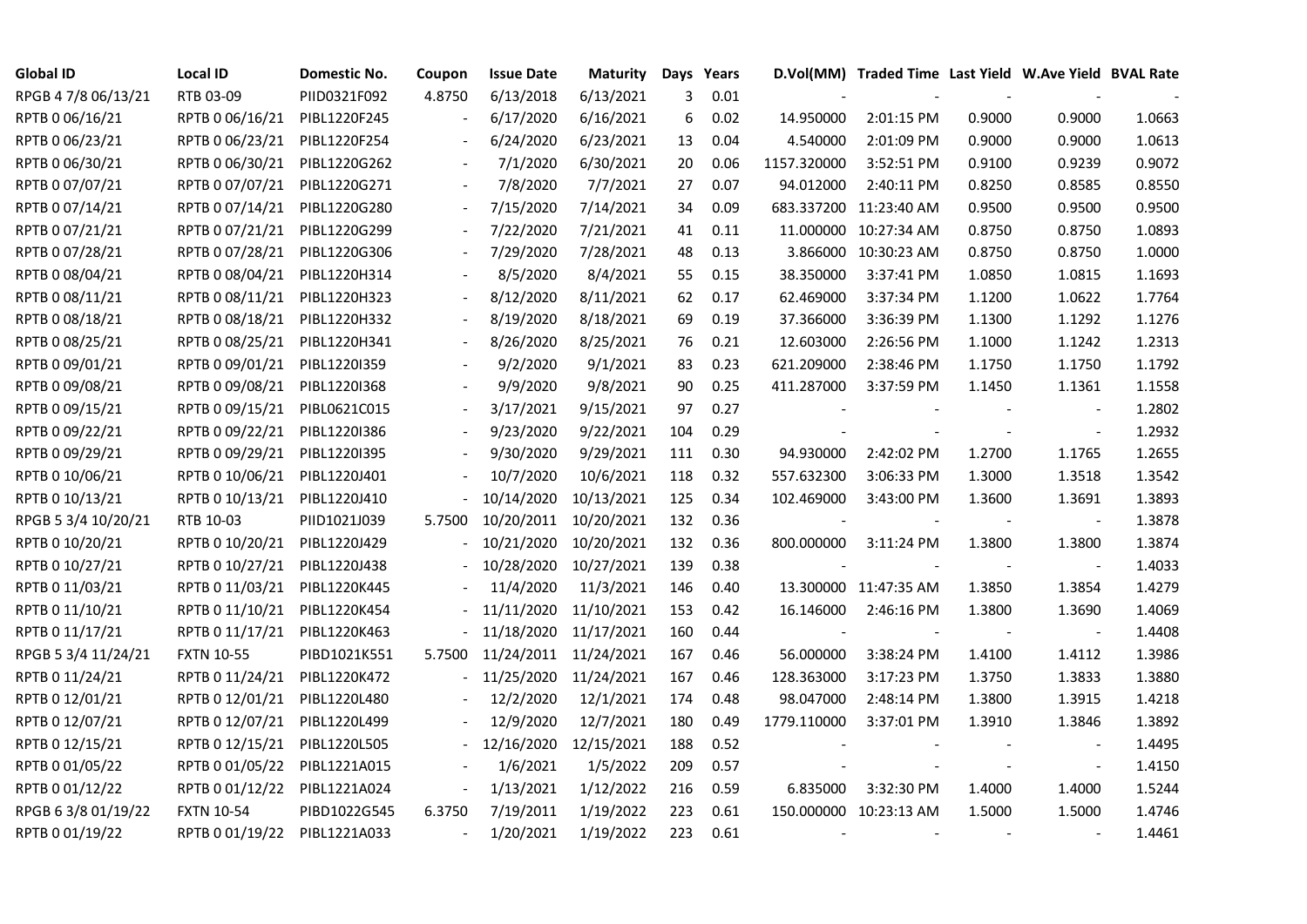| Global ID | Local ID | Domestic No. | Coupon | Issue Date | Maturity | Days | Years | D.Vol(MM) | Traded Time | Last Yield | W.Ave Yield | BVAL Rate |
|---|---|---|---|---|---|---|---|---|---|---|---|---|
| RPGB 4 7/8 06/13/21 | RTB 03-09 | PIID0321F092 | 4.8750 | 6/13/2018 | 6/13/2021 | 3 | 0.01 | - | - | - | - | - |
| RPTB 0 06/16/21 | RPTB 0 06/16/21 | PIBL1220F245 | - | 6/17/2020 | 6/16/2021 | 6 | 0.02 | 14.950000 | 2:01:15 PM | 0.9000 | 0.9000 | 1.0663 |
| RPTB 0 06/23/21 | RPTB 0 06/23/21 | PIBL1220F254 | - | 6/24/2020 | 6/23/2021 | 13 | 0.04 | 4.540000 | 2:01:09 PM | 0.9000 | 0.9000 | 1.0613 |
| RPTB 0 06/30/21 | RPTB 0 06/30/21 | PIBL1220G262 | - | 7/1/2020 | 6/30/2021 | 20 | 0.06 | 1157.320000 | 3:52:51 PM | 0.9100 | 0.9239 | 0.9072 |
| RPTB 0 07/07/21 | RPTB 0 07/07/21 | PIBL1220G271 | - | 7/8/2020 | 7/7/2021 | 27 | 0.07 | 94.012000 | 2:40:11 PM | 0.8250 | 0.8585 | 0.8550 |
| RPTB 0 07/14/21 | RPTB 0 07/14/21 | PIBL1220G280 | - | 7/15/2020 | 7/14/2021 | 34 | 0.09 | 683.337200 | 11:23:40 AM | 0.9500 | 0.9500 | 0.9500 |
| RPTB 0 07/21/21 | RPTB 0 07/21/21 | PIBL1220G299 | - | 7/22/2020 | 7/21/2021 | 41 | 0.11 | 11.000000 | 10:27:34 AM | 0.8750 | 0.8750 | 1.0893 |
| RPTB 0 07/28/21 | RPTB 0 07/28/21 | PIBL1220G306 | - | 7/29/2020 | 7/28/2021 | 48 | 0.13 | 3.866000 | 10:30:23 AM | 0.8750 | 0.8750 | 1.0000 |
| RPTB 0 08/04/21 | RPTB 0 08/04/21 | PIBL1220H314 | - | 8/5/2020 | 8/4/2021 | 55 | 0.15 | 38.350000 | 3:37:41 PM | 1.0850 | 1.0815 | 1.1693 |
| RPTB 0 08/11/21 | RPTB 0 08/11/21 | PIBL1220H323 | - | 8/12/2020 | 8/11/2021 | 62 | 0.17 | 62.469000 | 3:37:34 PM | 1.1200 | 1.0622 | 1.7764 |
| RPTB 0 08/18/21 | RPTB 0 08/18/21 | PIBL1220H332 | - | 8/19/2020 | 8/18/2021 | 69 | 0.19 | 37.366000 | 3:36:39 PM | 1.1300 | 1.1292 | 1.1276 |
| RPTB 0 08/25/21 | RPTB 0 08/25/21 | PIBL1220H341 | - | 8/26/2020 | 8/25/2021 | 76 | 0.21 | 12.603000 | 2:26:56 PM | 1.1000 | 1.1242 | 1.2313 |
| RPTB 0 09/01/21 | RPTB 0 09/01/21 | PIBL1220I359 | - | 9/2/2020 | 9/1/2021 | 83 | 0.23 | 621.209000 | 2:38:46 PM | 1.1750 | 1.1750 | 1.1792 |
| RPTB 0 09/08/21 | RPTB 0 09/08/21 | PIBL1220I368 | - | 9/9/2020 | 9/8/2021 | 90 | 0.25 | 411.287000 | 3:37:59 PM | 1.1450 | 1.1361 | 1.1558 |
| RPTB 0 09/15/21 | RPTB 0 09/15/21 | PIBL0621C015 | - | 3/17/2021 | 9/15/2021 | 97 | 0.27 | - | - | - | - | 1.2802 |
| RPTB 0 09/22/21 | RPTB 0 09/22/21 | PIBL1220I386 | - | 9/23/2020 | 9/22/2021 | 104 | 0.29 | - | - | - | - | 1.2932 |
| RPTB 0 09/29/21 | RPTB 0 09/29/21 | PIBL1220I395 | - | 9/30/2020 | 9/29/2021 | 111 | 0.30 | 94.930000 | 2:42:02 PM | 1.2700 | 1.1765 | 1.2655 |
| RPTB 0 10/06/21 | RPTB 0 10/06/21 | PIBL1220J401 | - | 10/7/2020 | 10/6/2021 | 118 | 0.32 | 557.632300 | 3:06:33 PM | 1.3000 | 1.3518 | 1.3542 |
| RPTB 0 10/13/21 | RPTB 0 10/13/21 | PIBL1220J410 | - | 10/14/2020 | 10/13/2021 | 125 | 0.34 | 102.469000 | 3:43:00 PM | 1.3600 | 1.3691 | 1.3893 |
| RPGB 5 3/4 10/20/21 | RTB 10-03 | PIID1021J039 | 5.7500 | 10/20/2011 | 10/20/2021 | 132 | 0.36 | - | - | - | - | 1.3878 |
| RPTB 0 10/20/21 | RPTB 0 10/20/21 | PIBL1220J429 | - | 10/21/2020 | 10/20/2021 | 132 | 0.36 | 800.000000 | 3:11:24 PM | 1.3800 | 1.3800 | 1.3874 |
| RPTB 0 10/27/21 | RPTB 0 10/27/21 | PIBL1220J438 | - | 10/28/2020 | 10/27/2021 | 139 | 0.38 | - | - | - | - | 1.4033 |
| RPTB 0 11/03/21 | RPTB 0 11/03/21 | PIBL1220K445 | - | 11/4/2020 | 11/3/2021 | 146 | 0.40 | 13.300000 | 11:47:35 AM | 1.3850 | 1.3854 | 1.4279 |
| RPTB 0 11/10/21 | RPTB 0 11/10/21 | PIBL1220K454 | - | 11/11/2020 | 11/10/2021 | 153 | 0.42 | 16.146000 | 2:46:16 PM | 1.3800 | 1.3690 | 1.4069 |
| RPTB 0 11/17/21 | RPTB 0 11/17/21 | PIBL1220K463 | - | 11/18/2020 | 11/17/2021 | 160 | 0.44 | - | - | - | - | 1.4408 |
| RPGB 5 3/4 11/24/21 | FXTN 10-55 | PIBD1021K551 | 5.7500 | 11/24/2011 | 11/24/2021 | 167 | 0.46 | 56.000000 | 3:38:24 PM | 1.4100 | 1.4112 | 1.3986 |
| RPTB 0 11/24/21 | RPTB 0 11/24/21 | PIBL1220K472 | - | 11/25/2020 | 11/24/2021 | 167 | 0.46 | 128.363000 | 3:17:23 PM | 1.3750 | 1.3833 | 1.3880 |
| RPTB 0 12/01/21 | RPTB 0 12/01/21 | PIBL1220L480 | - | 12/2/2020 | 12/1/2021 | 174 | 0.48 | 98.047000 | 2:48:14 PM | 1.3800 | 1.3915 | 1.4218 |
| RPTB 0 12/07/21 | RPTB 0 12/07/21 | PIBL1220L499 | - | 12/9/2020 | 12/7/2021 | 180 | 0.49 | 1779.110000 | 3:37:01 PM | 1.3910 | 1.3846 | 1.3892 |
| RPTB 0 12/15/21 | RPTB 0 12/15/21 | PIBL1220L505 | - | 12/16/2020 | 12/15/2021 | 188 | 0.52 | - | - | - | - | 1.4495 |
| RPTB 0 01/05/22 | RPTB 0 01/05/22 | PIBL1221A015 | - | 1/6/2021 | 1/5/2022 | 209 | 0.57 | - | - | - | - | 1.4150 |
| RPTB 0 01/12/22 | RPTB 0 01/12/22 | PIBL1221A024 | - | 1/13/2021 | 1/12/2022 | 216 | 0.59 | 6.835000 | 3:32:30 PM | 1.4000 | 1.4000 | 1.5244 |
| RPGB 6 3/8 01/19/22 | FXTN 10-54 | PIBD1022G545 | 6.3750 | 7/19/2011 | 1/19/2022 | 223 | 0.61 | 150.000000 | 10:23:13 AM | 1.5000 | 1.5000 | 1.4746 |
| RPTB 0 01/19/22 | RPTB 0 01/19/22 | PIBL1221A033 | - | 1/20/2021 | 1/19/2022 | 223 | 0.61 | - | - | - | - | 1.4461 |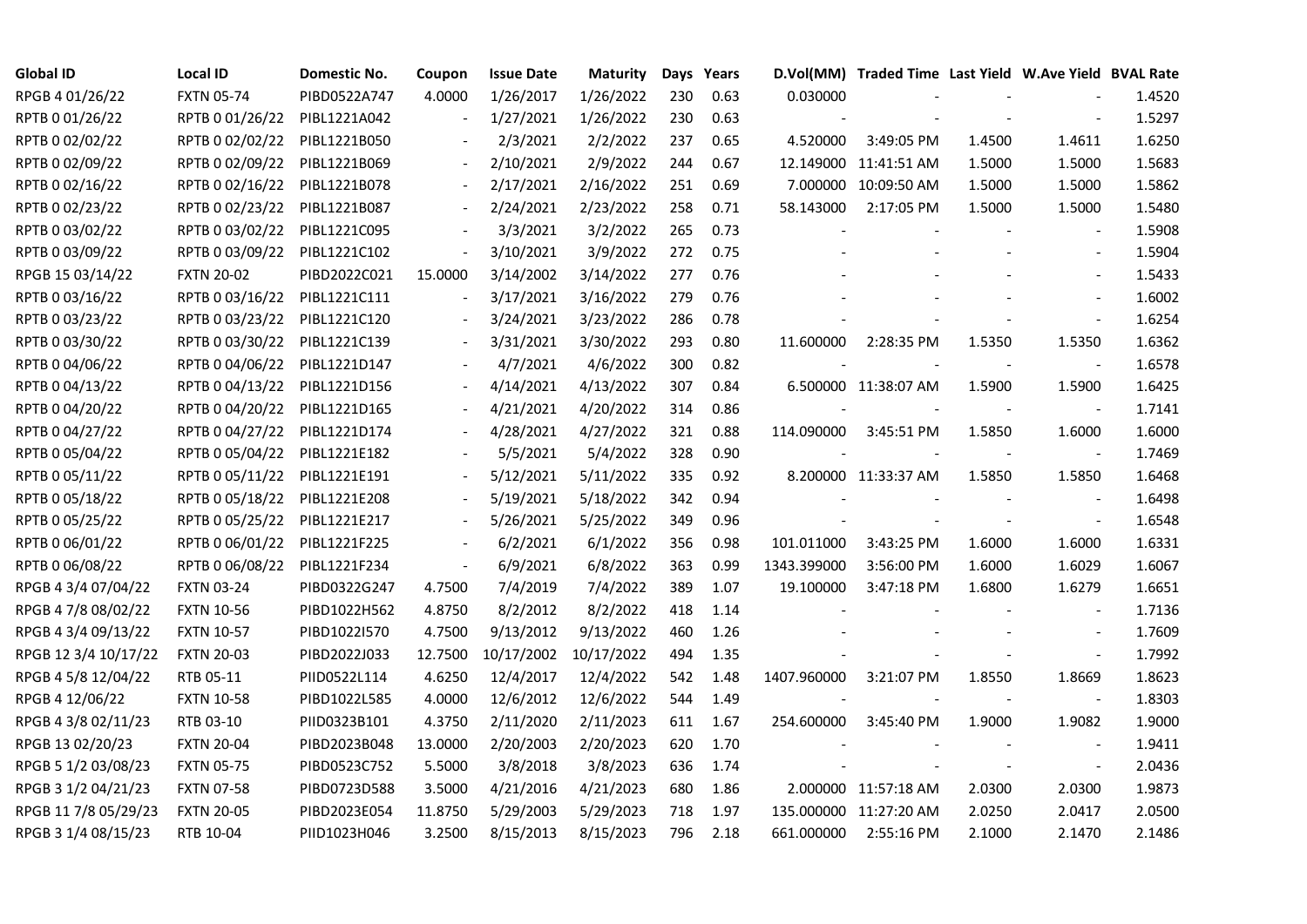| Global ID | Local ID | Domestic No. | Coupon | Issue Date | Maturity | Days | Years | D.Vol(MM) | Traded Time | Last Yield | W.Ave Yield | BVAL Rate |
|---|---|---|---|---|---|---|---|---|---|---|---|---|
| RPGB 4 01/26/22 | FXTN 05-74 | PIBD0522A747 | 4.0000 | 1/26/2017 | 1/26/2022 | 230 | 0.63 | 0.030000 | - | - | - | 1.4520 |
| RPTB 0 01/26/22 | RPTB 0 01/26/22 | PIBL1221A042 | - | 1/27/2021 | 1/26/2022 | 230 | 0.63 | - | - | - | - | 1.5297 |
| RPTB 0 02/02/22 | RPTB 0 02/02/22 | PIBL1221B050 | - | 2/3/2021 | 2/2/2022 | 237 | 0.65 | 4.520000 | 3:49:05 PM | 1.4500 | 1.4611 | 1.6250 |
| RPTB 0 02/09/22 | RPTB 0 02/09/22 | PIBL1221B069 | - | 2/10/2021 | 2/9/2022 | 244 | 0.67 | 12.149000 | 11:41:51 AM | 1.5000 | 1.5000 | 1.5683 |
| RPTB 0 02/16/22 | RPTB 0 02/16/22 | PIBL1221B078 | - | 2/17/2021 | 2/16/2022 | 251 | 0.69 | 7.000000 | 10:09:50 AM | 1.5000 | 1.5000 | 1.5862 |
| RPTB 0 02/23/22 | RPTB 0 02/23/22 | PIBL1221B087 | - | 2/24/2021 | 2/23/2022 | 258 | 0.71 | 58.143000 | 2:17:05 PM | 1.5000 | 1.5000 | 1.5480 |
| RPTB 0 03/02/22 | RPTB 0 03/02/22 | PIBL1221C095 | - | 3/3/2021 | 3/2/2022 | 265 | 0.73 | - | - | - | - | 1.5908 |
| RPTB 0 03/09/22 | RPTB 0 03/09/22 | PIBL1221C102 | - | 3/10/2021 | 3/9/2022 | 272 | 0.75 | - | - | - | - | 1.5904 |
| RPGB 15 03/14/22 | FXTN 20-02 | PIBD2022C021 | 15.0000 | 3/14/2002 | 3/14/2022 | 277 | 0.76 | - | - | - | - | 1.5433 |
| RPTB 0 03/16/22 | RPTB 0 03/16/22 | PIBL1221C111 | - | 3/17/2021 | 3/16/2022 | 279 | 0.76 | - | - | - | - | 1.6002 |
| RPTB 0 03/23/22 | RPTB 0 03/23/22 | PIBL1221C120 | - | 3/24/2021 | 3/23/2022 | 286 | 0.78 | - | - | - | - | 1.6254 |
| RPTB 0 03/30/22 | RPTB 0 03/30/22 | PIBL1221C139 | - | 3/31/2021 | 3/30/2022 | 293 | 0.80 | 11.600000 | 2:28:35 PM | 1.5350 | 1.5350 | 1.6362 |
| RPTB 0 04/06/22 | RPTB 0 04/06/22 | PIBL1221D147 | - | 4/7/2021 | 4/6/2022 | 300 | 0.82 | - | - | - | - | 1.6578 |
| RPTB 0 04/13/22 | RPTB 0 04/13/22 | PIBL1221D156 | - | 4/14/2021 | 4/13/2022 | 307 | 0.84 | 6.500000 | 11:38:07 AM | 1.5900 | 1.5900 | 1.6425 |
| RPTB 0 04/20/22 | RPTB 0 04/20/22 | PIBL1221D165 | - | 4/21/2021 | 4/20/2022 | 314 | 0.86 | - | - | - | - | 1.7141 |
| RPTB 0 04/27/22 | RPTB 0 04/27/22 | PIBL1221D174 | - | 4/28/2021 | 4/27/2022 | 321 | 0.88 | 114.090000 | 3:45:51 PM | 1.5850 | 1.6000 | 1.6000 |
| RPTB 0 05/04/22 | RPTB 0 05/04/22 | PIBL1221E182 | - | 5/5/2021 | 5/4/2022 | 328 | 0.90 | - | - | - | - | 1.7469 |
| RPTB 0 05/11/22 | RPTB 0 05/11/22 | PIBL1221E191 | - | 5/12/2021 | 5/11/2022 | 335 | 0.92 | 8.200000 | 11:33:37 AM | 1.5850 | 1.5850 | 1.6468 |
| RPTB 0 05/18/22 | RPTB 0 05/18/22 | PIBL1221E208 | - | 5/19/2021 | 5/18/2022 | 342 | 0.94 | - | - | - | - | 1.6498 |
| RPTB 0 05/25/22 | RPTB 0 05/25/22 | PIBL1221E217 | - | 5/26/2021 | 5/25/2022 | 349 | 0.96 | - | - | - | - | 1.6548 |
| RPTB 0 06/01/22 | RPTB 0 06/01/22 | PIBL1221F225 | - | 6/2/2021 | 6/1/2022 | 356 | 0.98 | 101.011000 | 3:43:25 PM | 1.6000 | 1.6000 | 1.6331 |
| RPTB 0 06/08/22 | RPTB 0 06/08/22 | PIBL1221F234 | - | 6/9/2021 | 6/8/2022 | 363 | 0.99 | 1343.399000 | 3:56:00 PM | 1.6000 | 1.6029 | 1.6067 |
| RPGB 4 3/4 07/04/22 | FXTN 03-24 | PIBD0322G247 | 4.7500 | 7/4/2019 | 7/4/2022 | 389 | 1.07 | 19.100000 | 3:47:18 PM | 1.6800 | 1.6279 | 1.6651 |
| RPGB 4 7/8 08/02/22 | FXTN 10-56 | PIBD1022H562 | 4.8750 | 8/2/2012 | 8/2/2022 | 418 | 1.14 | - | - | - | - | 1.7136 |
| RPGB 4 3/4 09/13/22 | FXTN 10-57 | PIBD1022I570 | 4.7500 | 9/13/2012 | 9/13/2022 | 460 | 1.26 | - | - | - | - | 1.7609 |
| RPGB 12 3/4 10/17/22 | FXTN 20-03 | PIBD2022J033 | 12.7500 | 10/17/2002 | 10/17/2022 | 494 | 1.35 | - | - | - | - | 1.7992 |
| RPGB 4 5/8 12/04/22 | RTB 05-11 | PIID0522L114 | 4.6250 | 12/4/2017 | 12/4/2022 | 542 | 1.48 | 1407.960000 | 3:21:07 PM | 1.8550 | 1.8669 | 1.8623 |
| RPGB 4 12/06/22 | FXTN 10-58 | PIBD1022L585 | 4.0000 | 12/6/2012 | 12/6/2022 | 544 | 1.49 | - | - | - | - | 1.8303 |
| RPGB 4 3/8 02/11/23 | RTB 03-10 | PIID0323B101 | 4.3750 | 2/11/2020 | 2/11/2023 | 611 | 1.67 | 254.600000 | 3:45:40 PM | 1.9000 | 1.9082 | 1.9000 |
| RPGB 13 02/20/23 | FXTN 20-04 | PIBD2023B048 | 13.0000 | 2/20/2003 | 2/20/2023 | 620 | 1.70 | - | - | - | - | 1.9411 |
| RPGB 5 1/2 03/08/23 | FXTN 05-75 | PIBD0523C752 | 5.5000 | 3/8/2018 | 3/8/2023 | 636 | 1.74 | - | - | - | - | 2.0436 |
| RPGB 3 1/2 04/21/23 | FXTN 07-58 | PIBD0723D588 | 3.5000 | 4/21/2016 | 4/21/2023 | 680 | 1.86 | 2.000000 | 11:57:18 AM | 2.0300 | 2.0300 | 1.9873 |
| RPGB 11 7/8 05/29/23 | FXTN 20-05 | PIBD2023E054 | 11.8750 | 5/29/2003 | 5/29/2023 | 718 | 1.97 | 135.000000 | 11:27:20 AM | 2.0250 | 2.0417 | 2.0500 |
| RPGB 3 1/4 08/15/23 | RTB 10-04 | PIID1023H046 | 3.2500 | 8/15/2013 | 8/15/2023 | 796 | 2.18 | 661.000000 | 2:55:16 PM | 2.1000 | 2.1470 | 2.1486 |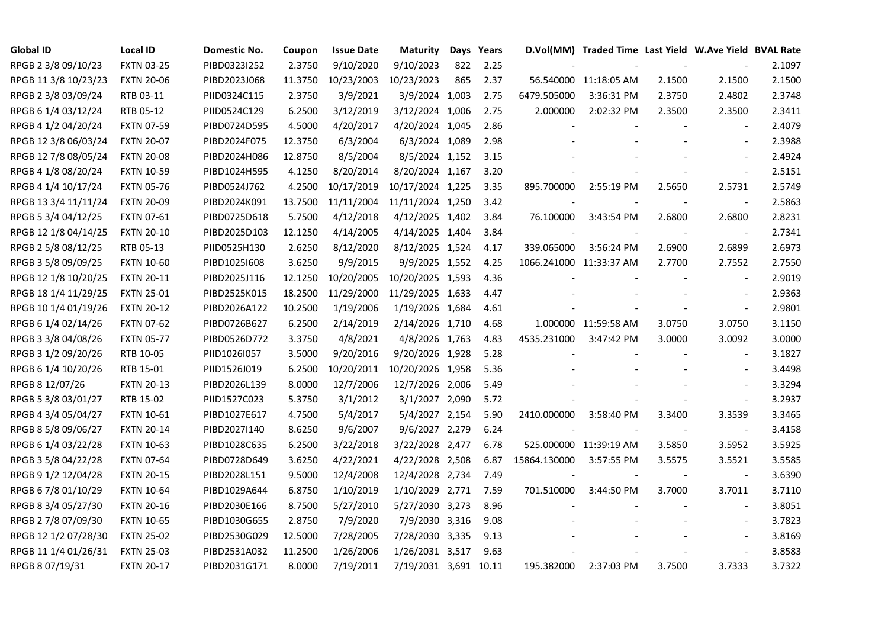| Global ID | Local ID | Domestic No. | Coupon | Issue Date | Maturity | Days | Years | D.Vol(MM) | Traded Time | Last Yield | W.Ave Yield | BVAL Rate |
|---|---|---|---|---|---|---|---|---|---|---|---|---|
| RPGB 2 3/8 09/10/23 | FXTN 03-25 | PIBD0323I252 | 2.3750 | 9/10/2020 | 9/10/2023 | 822 | 2.25 | - | - | - | - | 2.1097 |
| RPGB 11 3/8 10/23/23 | FXTN 20-06 | PIBD2023J068 | 11.3750 | 10/23/2003 | 10/23/2023 | 865 | 2.37 | 56.540000 | 11:18:05 AM | 2.1500 | 2.1500 | 2.1500 |
| RPGB 2 3/8 03/09/24 | RTB 03-11 | PIID0324C115 | 2.3750 | 3/9/2021 | 3/9/2024 | 1,003 | 2.75 | 6479.505000 | 3:36:31 PM | 2.3750 | 2.4802 | 2.3748 |
| RPGB 6 1/4 03/12/24 | RTB 05-12 | PIID0524C129 | 6.2500 | 3/12/2019 | 3/12/2024 | 1,006 | 2.75 | 2.000000 | 2:02:32 PM | 2.3500 | 2.3500 | 2.3411 |
| RPGB 4 1/2 04/20/24 | FXTN 07-59 | PIBD0724D595 | 4.5000 | 4/20/2017 | 4/20/2024 | 1,045 | 2.86 | - | - | - | - | 2.4079 |
| RPGB 12 3/8 06/03/24 | FXTN 20-07 | PIBD2024F075 | 12.3750 | 6/3/2004 | 6/3/2024 | 1,089 | 2.98 | - | - | - | - | 2.3988 |
| RPGB 12 7/8 08/05/24 | FXTN 20-08 | PIBD2024H086 | 12.8750 | 8/5/2004 | 8/5/2024 | 1,152 | 3.15 | - | - | - | - | 2.4924 |
| RPGB 4 1/8 08/20/24 | FXTN 10-59 | PIBD1024H595 | 4.1250 | 8/20/2014 | 8/20/2024 | 1,167 | 3.20 | - | - | - | - | 2.5151 |
| RPGB 4 1/4 10/17/24 | FXTN 05-76 | PIBD0524J762 | 4.2500 | 10/17/2019 | 10/17/2024 | 1,225 | 3.35 | 895.700000 | 2:55:19 PM | 2.5650 | 2.5731 | 2.5749 |
| RPGB 13 3/4 11/11/24 | FXTN 20-09 | PIBD2024K091 | 13.7500 | 11/11/2004 | 11/11/2024 | 1,250 | 3.42 | - | - | - | - | 2.5863 |
| RPGB 5 3/4 04/12/25 | FXTN 07-61 | PIBD0725D618 | 5.7500 | 4/12/2018 | 4/12/2025 | 1,402 | 3.84 | 76.100000 | 3:43:54 PM | 2.6800 | 2.6800 | 2.8231 |
| RPGB 12 1/8 04/14/25 | FXTN 20-10 | PIBD2025D103 | 12.1250 | 4/14/2005 | 4/14/2025 | 1,404 | 3.84 | - | - | - | - | 2.7341 |
| RPGB 2 5/8 08/12/25 | RTB 05-13 | PIID0525H130 | 2.6250 | 8/12/2020 | 8/12/2025 | 1,524 | 4.17 | 339.065000 | 3:56:24 PM | 2.6900 | 2.6899 | 2.6973 |
| RPGB 3 5/8 09/09/25 | FXTN 10-60 | PIBD1025I608 | 3.6250 | 9/9/2015 | 9/9/2025 | 1,552 | 4.25 | 1066.241000 | 11:33:37 AM | 2.7700 | 2.7552 | 2.7550 |
| RPGB 12 1/8 10/20/25 | FXTN 20-11 | PIBD2025J116 | 12.1250 | 10/20/2005 | 10/20/2025 | 1,593 | 4.36 | - | - | - | - | 2.9019 |
| RPGB 18 1/4 11/29/25 | FXTN 25-01 | PIBD2525K015 | 18.2500 | 11/29/2000 | 11/29/2025 | 1,633 | 4.47 | - | - | - | - | 2.9363 |
| RPGB 10 1/4 01/19/26 | FXTN 20-12 | PIBD2026A122 | 10.2500 | 1/19/2006 | 1/19/2026 | 1,684 | 4.61 | - | - | - | - | 2.9801 |
| RPGB 6 1/4 02/14/26 | FXTN 07-62 | PIBD0726B627 | 6.2500 | 2/14/2019 | 2/14/2026 | 1,710 | 4.68 | 1.000000 | 11:59:58 AM | 3.0750 | 3.0750 | 3.1150 |
| RPGB 3 3/8 04/08/26 | FXTN 05-77 | PIBD0526D772 | 3.3750 | 4/8/2021 | 4/8/2026 | 1,763 | 4.83 | 4535.231000 | 3:47:42 PM | 3.0000 | 3.0092 | 3.0000 |
| RPGB 3 1/2 09/20/26 | RTB 10-05 | PIID1026I057 | 3.5000 | 9/20/2016 | 9/20/2026 | 1,928 | 5.28 | - | - | - | - | 3.1827 |
| RPGB 6 1/4 10/20/26 | RTB 15-01 | PIID1526J019 | 6.2500 | 10/20/2011 | 10/20/2026 | 1,958 | 5.36 | - | - | - | - | 3.4498 |
| RPGB 8 12/07/26 | FXTN 20-13 | PIBD2026L139 | 8.0000 | 12/7/2006 | 12/7/2026 | 2,006 | 5.49 | - | - | - | - | 3.3294 |
| RPGB 5 3/8 03/01/27 | RTB 15-02 | PIID1527C023 | 5.3750 | 3/1/2012 | 3/1/2027 | 2,090 | 5.72 | - | - | - | - | 3.2937 |
| RPGB 4 3/4 05/04/27 | FXTN 10-61 | PIBD1027E617 | 4.7500 | 5/4/2017 | 5/4/2027 | 2,154 | 5.90 | 2410.000000 | 3:58:40 PM | 3.3400 | 3.3539 | 3.3465 |
| RPGB 8 5/8 09/06/27 | FXTN 20-14 | PIBD2027I140 | 8.6250 | 9/6/2007 | 9/6/2027 | 2,279 | 6.24 | - | - | - | - | 3.4158 |
| RPGB 6 1/4 03/22/28 | FXTN 10-63 | PIBD1028C635 | 6.2500 | 3/22/2018 | 3/22/2028 | 2,477 | 6.78 | 525.000000 | 11:39:19 AM | 3.5850 | 3.5952 | 3.5925 |
| RPGB 3 5/8 04/22/28 | FXTN 07-64 | PIBD0728D649 | 3.6250 | 4/22/2021 | 4/22/2028 | 2,508 | 6.87 | 15864.130000 | 3:57:55 PM | 3.5575 | 3.5521 | 3.5585 |
| RPGB 9 1/2 12/04/28 | FXTN 20-15 | PIBD2028L151 | 9.5000 | 12/4/2008 | 12/4/2028 | 2,734 | 7.49 | - | - | - | - | 3.6390 |
| RPGB 6 7/8 01/10/29 | FXTN 10-64 | PIBD1029A644 | 6.8750 | 1/10/2019 | 1/10/2029 | 2,771 | 7.59 | 701.510000 | 3:44:50 PM | 3.7000 | 3.7011 | 3.7110 |
| RPGB 8 3/4 05/27/30 | FXTN 20-16 | PIBD2030E166 | 8.7500 | 5/27/2010 | 5/27/2030 | 3,273 | 8.96 | - | - | - | - | 3.8051 |
| RPGB 2 7/8 07/09/30 | FXTN 10-65 | PIBD1030G655 | 2.8750 | 7/9/2020 | 7/9/2030 | 3,316 | 9.08 | - | - | - | - | 3.7823 |
| RPGB 12 1/2 07/28/30 | FXTN 25-02 | PIBD2530G029 | 12.5000 | 7/28/2005 | 7/28/2030 | 3,335 | 9.13 | - | - | - | - | 3.8169 |
| RPGB 11 1/4 01/26/31 | FXTN 25-03 | PIBD2531A032 | 11.2500 | 1/26/2006 | 1/26/2031 | 3,517 | 9.63 | - | - | - | - | 3.8583 |
| RPGB 8 07/19/31 | FXTN 20-17 | PIBD2031G171 | 8.0000 | 7/19/2011 | 7/19/2031 | 3,691 | 10.11 | 195.382000 | 2:37:03 PM | 3.7500 | 3.7333 | 3.7322 |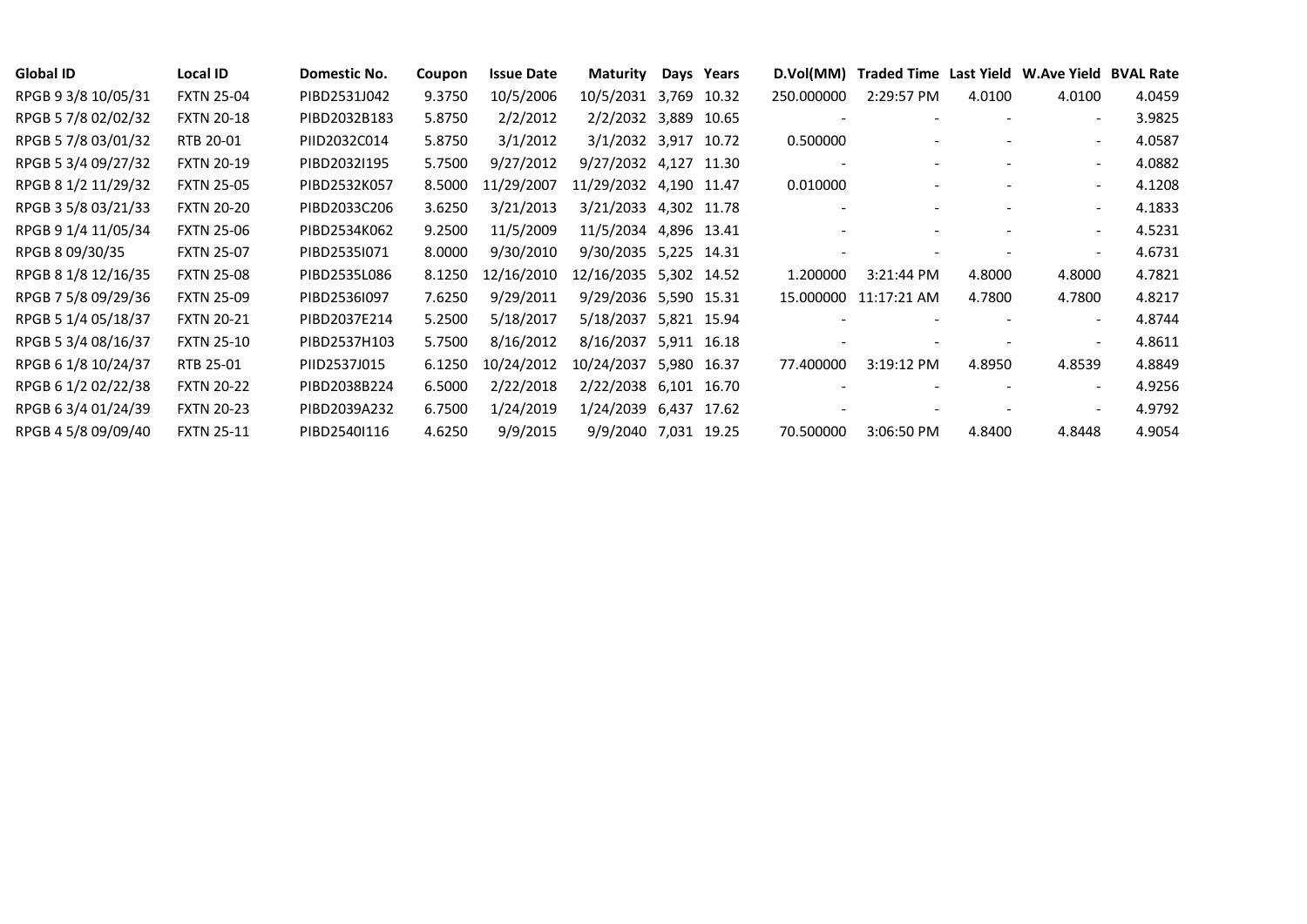| Global ID | Local ID | Domestic No. | Coupon | Issue Date | Maturity | Days | Years | D.Vol(MM) | Traded Time | Last Yield | W.Ave Yield | BVAL Rate |
|---|---|---|---|---|---|---|---|---|---|---|---|---|
| RPGB 9 3/8 10/05/31 | FXTN 25-04 | PIBD2531J042 | 9.3750 | 10/5/2006 | 10/5/2031 | 3,769 | 10.32 | 250.000000 | 2:29:57 PM | 4.0100 | 4.0100 | 4.0459 |
| RPGB 5 7/8 02/02/32 | FXTN 20-18 | PIBD2032B183 | 5.8750 | 2/2/2012 | 2/2/2032 | 3,889 | 10.65 | - | - | - | - | 3.9825 |
| RPGB 5 7/8 03/01/32 | RTB 20-01 | PIID2032C014 | 5.8750 | 3/1/2012 | 3/1/2032 | 3,917 | 10.72 | 0.500000 | - | - | - | 4.0587 |
| RPGB 5 3/4 09/27/32 | FXTN 20-19 | PIBD2032I195 | 5.7500 | 9/27/2012 | 9/27/2032 | 4,127 | 11.30 | - | - | - | - | 4.0882 |
| RPGB 8 1/2 11/29/32 | FXTN 25-05 | PIBD2532K057 | 8.5000 | 11/29/2007 | 11/29/2032 | 4,190 | 11.47 | 0.010000 | - | - | - | 4.1208 |
| RPGB 3 5/8 03/21/33 | FXTN 20-20 | PIBD2033C206 | 3.6250 | 3/21/2013 | 3/21/2033 | 4,302 | 11.78 | - | - | - | - | 4.1833 |
| RPGB 9 1/4 11/05/34 | FXTN 25-06 | PIBD2534K062 | 9.2500 | 11/5/2009 | 11/5/2034 | 4,896 | 13.41 | - | - | - | - | 4.5231 |
| RPGB 8 09/30/35 | FXTN 25-07 | PIBD2535I071 | 8.0000 | 9/30/2010 | 9/30/2035 | 5,225 | 14.31 | - | - | - | - | 4.6731 |
| RPGB 8 1/8 12/16/35 | FXTN 25-08 | PIBD2535L086 | 8.1250 | 12/16/2010 | 12/16/2035 | 5,302 | 14.52 | 1.200000 | 3:21:44 PM | 4.8000 | 4.8000 | 4.7821 |
| RPGB 7 5/8 09/29/36 | FXTN 25-09 | PIBD2536I097 | 7.6250 | 9/29/2011 | 9/29/2036 | 5,590 | 15.31 | 15.000000 | 11:17:21 AM | 4.7800 | 4.7800 | 4.8217 |
| RPGB 5 1/4 05/18/37 | FXTN 20-21 | PIBD2037E214 | 5.2500 | 5/18/2017 | 5/18/2037 | 5,821 | 15.94 | - | - | - | - | 4.8744 |
| RPGB 5 3/4 08/16/37 | FXTN 25-10 | PIBD2537H103 | 5.7500 | 8/16/2012 | 8/16/2037 | 5,911 | 16.18 | - | - | - | - | 4.8611 |
| RPGB 6 1/8 10/24/37 | RTB 25-01 | PIID2537J015 | 6.1250 | 10/24/2012 | 10/24/2037 | 5,980 | 16.37 | 77.400000 | 3:19:12 PM | 4.8950 | 4.8539 | 4.8849 |
| RPGB 6 1/2 02/22/38 | FXTN 20-22 | PIBD2038B224 | 6.5000 | 2/22/2018 | 2/22/2038 | 6,101 | 16.70 | - | - | - | - | 4.9256 |
| RPGB 6 3/4 01/24/39 | FXTN 20-23 | PIBD2039A232 | 6.7500 | 1/24/2019 | 1/24/2039 | 6,437 | 17.62 | - | - | - | - | 4.9792 |
| RPGB 4 5/8 09/09/40 | FXTN 25-11 | PIBD2540I116 | 4.6250 | 9/9/2015 | 9/9/2040 | 7,031 | 19.25 | 70.500000 | 3:06:50 PM | 4.8400 | 4.8448 | 4.9054 |